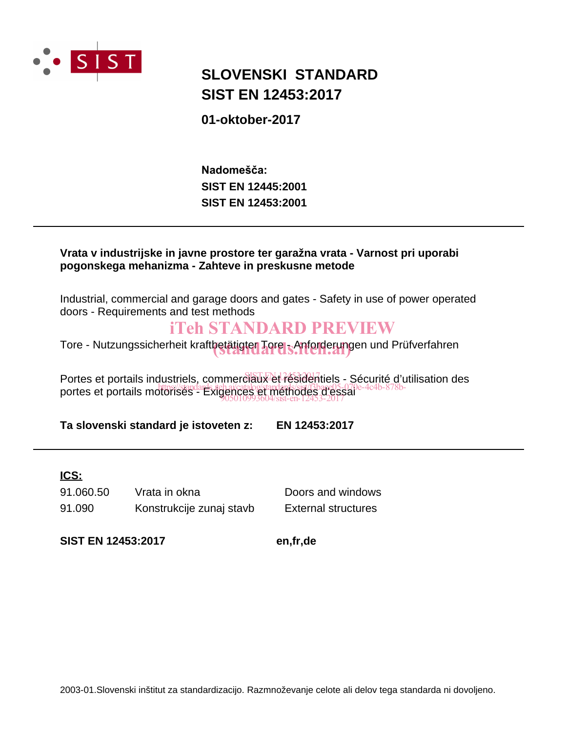# SLOVENSKI STANDARD
# SIST EN 12453:2017

**01-oktober-2017**

**Nadomešča:**
**SIST EN 12445:2001**
**SIST EN 12453:2001**

---

**Vrata v industrijske in javne prostore ter garažna vrata - Varnost pri uporabi pogonskega mehanizma - Zahteve in preskusne metode**

Industrial, commercial and garage doors and gates - Safety in use of power operated doors - Requirements and test methods

Tore - Nutzungssicherheit kraftbetätigter Tore - Anforderungen und Prüfverfahren

Portes et portails industriels, commerciaux et résidentiels - Sécurité d'utilisation des portes et portails motorisés - Exigences et méthodes d'essai

**Ta slovenski standard je istoveten z:** **EN 12453:2017**

---

**ICS:**

| | | |
|---|---|---|
| 91.060.50 | Vrata in okna | Doors and windows |
| 91.090 | Konstrukcije zunaj stavb | External structures |

**SIST EN 12453:2017** **en,fr,de**

2003-01.Slovenski inštitut za standardizacijo. Razmnoževanje celote ali delov tega standarda ni dovoljeno.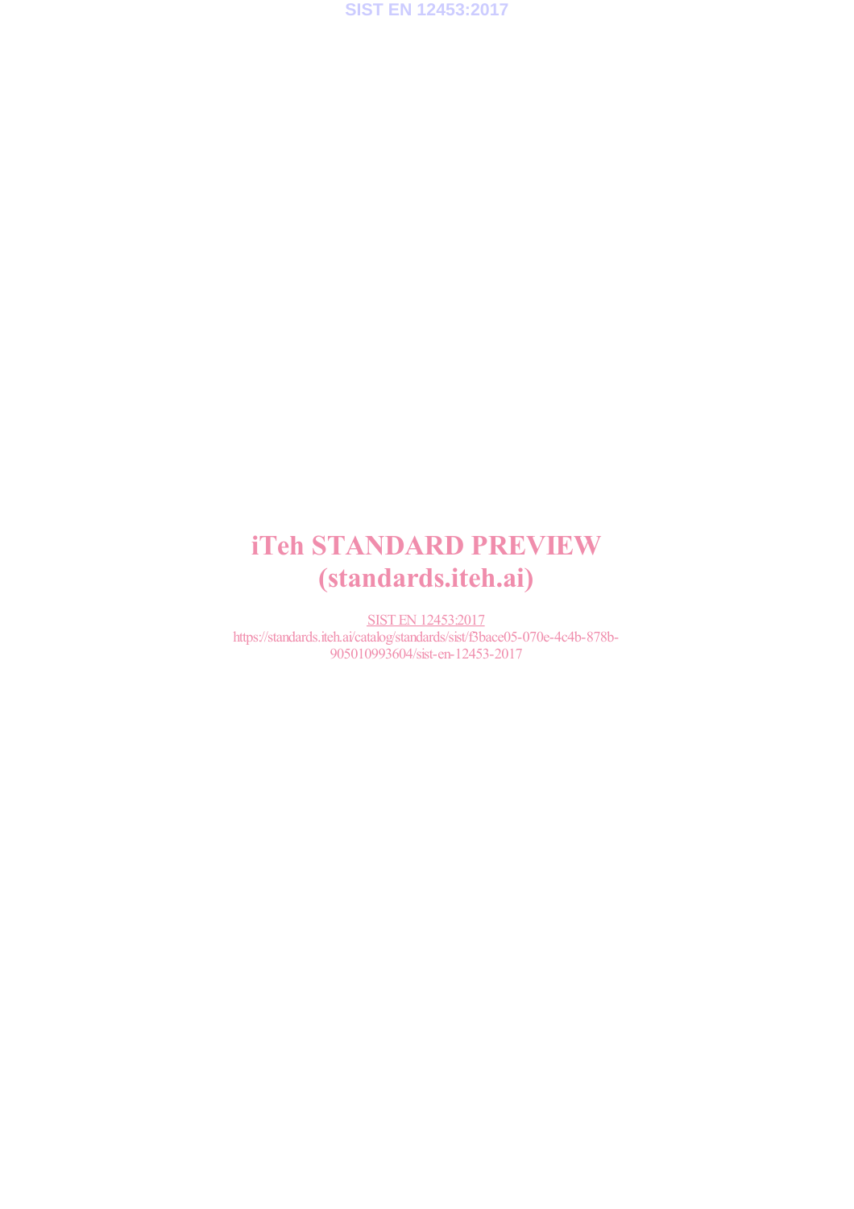# iTeh STANDARD PREVIEW
# (standards.iteh.ai)

SIST EN 12453:2017

https://standards.iteh.ai/catalog/standards/sist/f3bace05-070e-4c4b-878b-905010993604/sist-en-12453-2017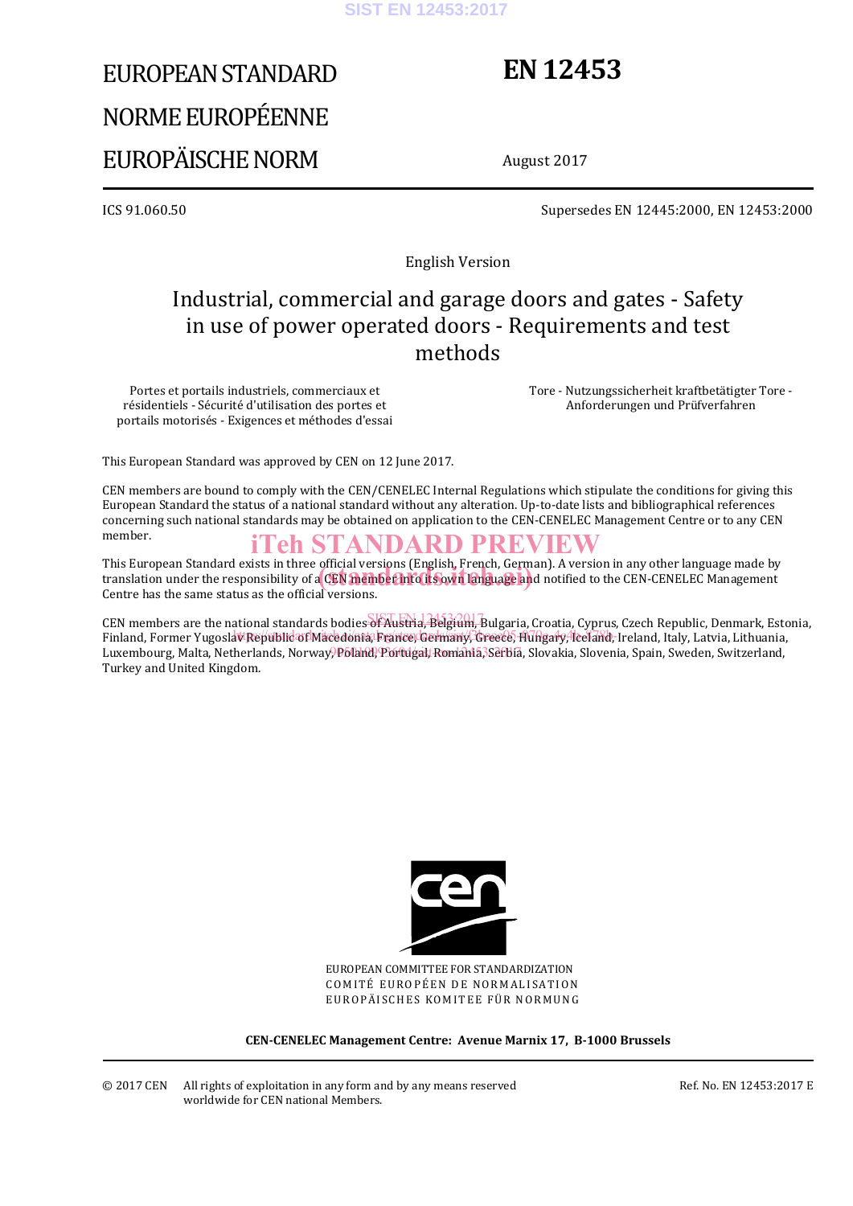# EUROPEAN STANDARD

# NORME EUROPÉENNE

# EUROPÄISCHE NORM

# EN 12453

August 2017

ICS 91.060.50

Supersedes EN 12445:2000, EN 12453:2000

English Version

## Industrial, commercial and garage doors and gates - Safety in use of power operated doors - Requirements and test methods

Portes et portails industriels, commerciaux et résidentiels - Sécurité d'utilisation des portes et portails motorisés - Exigences et méthodes d'essai

Tore - Nutzungssicherheit kraftbetätigter Tore - Anforderungen und Prüfverfahren

This European Standard was approved by CEN on 12 June 2017.

CEN members are bound to comply with the CEN/CENELEC Internal Regulations which stipulate the conditions for giving this European Standard the status of a national standard without any alteration. Up-to-date lists and bibliographical references concerning such national standards may be obtained on application to the CEN-CENELEC Management Centre or to any CEN member.

This European Standard exists in three official versions (English, French, German). A version in any other language made by translation under the responsibility of a CEN member into its own language and notified to the CEN-CENELEC Management Centre has the same status as the official versions.

CEN members are the national standards bodies of Austria, Belgium, Bulgaria, Croatia, Cyprus, Czech Republic, Denmark, Estonia, Finland, Former Yugoslav Republic of Macedonia, France, Germany, Greece, Hungary, Iceland, Ireland, Italy, Latvia, Lithuania, Luxembourg, Malta, Netherlands, Norway, Poland, Portugal, Romania, Serbia, Slovakia, Slovenia, Spain, Sweden, Switzerland, Turkey and United Kingdom.

EUROPEAN COMMITTEE FOR STANDARDIZATION
COMITÉ EUROPÉEN DE NORMALISATION
EUROPÄISCHES KOMITEE FÜR NORMUNG

**CEN-CENELEC Management Centre: Avenue Marnix 17, B-1000 Brussels**

© 2017 CEN All rights of exploitation in any form and by any means reserved worldwide for CEN national Members.

Ref. No. EN 12453:2017 E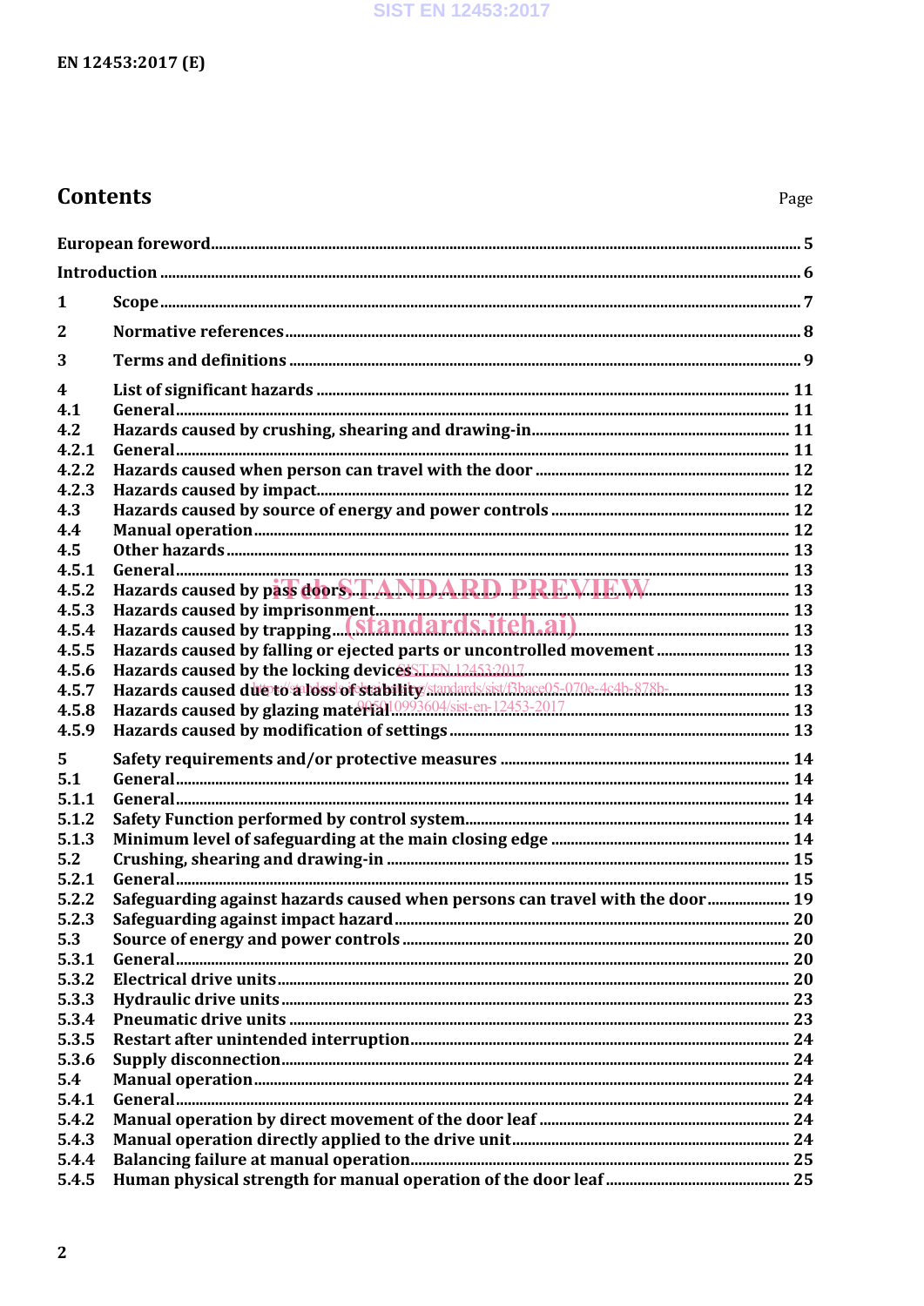# Contents

Page

| | | |
|---|---|---|
| European foreword | | 5 |
| Introduction | | 6 |
| 1 | Scope | 7 |
| 2 | Normative references | 8 |
| 3 | Terms and definitions | 9 |
| 4 | List of significant hazards | 11 |
| 4.1 | General | 11 |
| 4.2 | Hazards caused by crushing, shearing and drawing-in | 11 |
| 4.2.1 | General | 11 |
| 4.2.2 | Hazards caused when person can travel with the door | 12 |
| 4.2.3 | Hazards caused by impact | 12 |
| 4.3 | Hazards caused by source of energy and power controls | 12 |
| 4.4 | Manual operation | 12 |
| 4.5 | Other hazards | 13 |
| 4.5.1 | General | 13 |
| 4.5.2 | Hazards caused by pass doors | 13 |
| 4.5.3 | Hazards caused by imprisonment | 13 |
| 4.5.4 | Hazards caused by trapping | 13 |
| 4.5.5 | Hazards caused by falling or ejected parts or uncontrolled movement | 13 |
| 4.5.6 | Hazards caused by the locking devices | 13 |
| 4.5.7 | Hazards caused due to loss of stability | 13 |
| 4.5.8 | Hazards caused by glazing material | 13 |
| 4.5.9 | Hazards caused by modification of settings | 13 |
| 5 | Safety requirements and/or protective measures | 14 |
| 5.1 | General | 14 |
| 5.1.1 | General | 14 |
| 5.1.2 | Safety Function performed by control system | 14 |
| 5.1.3 | Minimum level of safeguarding at the main closing edge | 14 |
| 5.2 | Crushing, shearing and drawing-in | 15 |
| 5.2.1 | General | 15 |
| 5.2.2 | Safeguarding against hazards caused when persons can travel with the door | 19 |
| 5.2.3 | Safeguarding against impact hazard | 20 |
| 5.3 | Source of energy and power controls | 20 |
| 5.3.1 | General | 20 |
| 5.3.2 | Electrical drive units | 20 |
| 5.3.3 | Hydraulic drive units | 23 |
| 5.3.4 | Pneumatic drive units | 23 |
| 5.3.5 | Restart after unintended interruption | 24 |
| 5.3.6 | Supply disconnection | 24 |
| 5.4 | Manual operation | 24 |
| 5.4.1 | General | 24 |
| 5.4.2 | Manual operation by direct movement of the door leaf | 24 |
| 5.4.3 | Manual operation directly applied to the drive unit | 24 |
| 5.4.4 | Balancing failure at manual operation | 25 |
| 5.4.5 | Human physical strength for manual operation of the door leaf | 25 |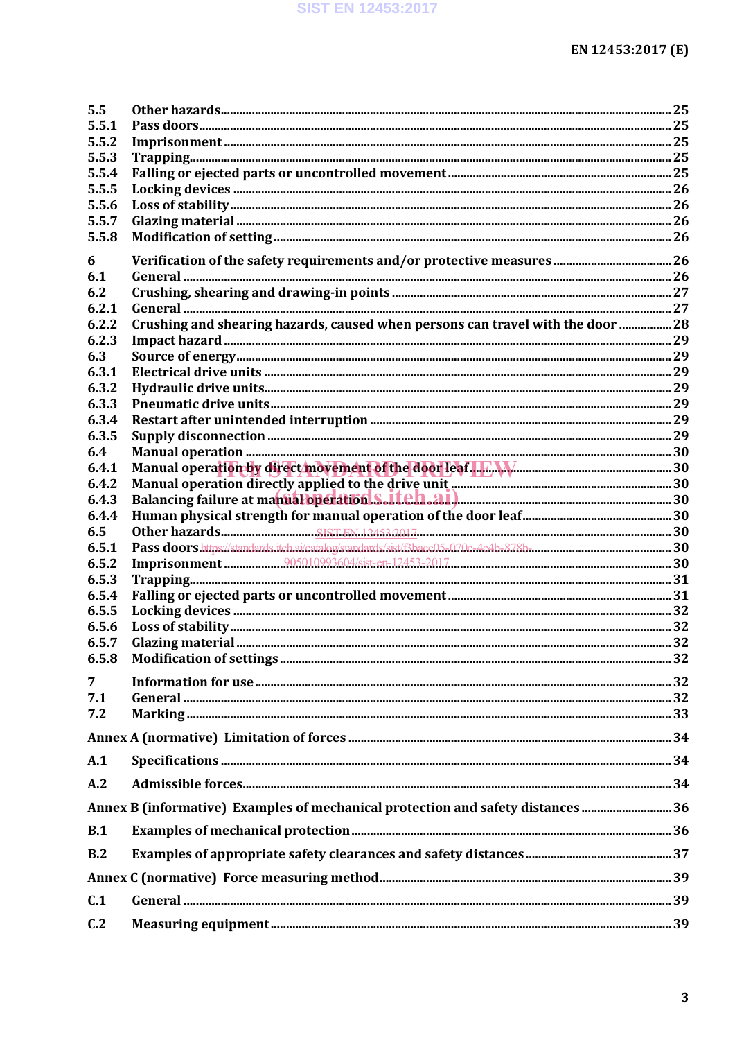| | | |
|---|---|---|
| 5.5 | Other hazards | 25 |
| 5.5.1 | Pass doors | 25 |
| 5.5.2 | Imprisonment | 25 |
| 5.5.3 | Trapping | 25 |
| 5.5.4 | Falling or ejected parts or uncontrolled movement | 25 |
| 5.5.5 | Locking devices | 26 |
| 5.5.6 | Loss of stability | 26 |
| 5.5.7 | Glazing material | 26 |
| 5.5.8 | Modification of setting | 26 |
| 6 | Verification of the safety requirements and/or protective measures | 26 |
| 6.1 | General | 26 |
| 6.2 | Crushing, shearing and drawing-in points | 27 |
| 6.2.1 | General | 27 |
| 6.2.2 | Crushing and shearing hazards, caused when persons can travel with the door | 28 |
| 6.2.3 | Impact hazard | 29 |
| 6.3 | Source of energy | 29 |
| 6.3.1 | Electrical drive units | 29 |
| 6.3.2 | Hydraulic drive units | 29 |
| 6.3.3 | Pneumatic drive units | 29 |
| 6.3.4 | Restart after unintended interruption | 29 |
| 6.3.5 | Supply disconnection | 29 |
| 6.4 | Manual operation | 30 |
| 6.4.1 | Manual operation by direct movement of the door leaf | 30 |
| 6.4.2 | Manual operation directly applied to the drive unit | 30 |
| 6.4.3 | Balancing failure at manual operation | 30 |
| 6.4.4 | Human physical strength for manual operation of the door leaf | 30 |
| 6.5 | Other hazards | 30 |
| 6.5.1 | Pass doors | 30 |
| 6.5.2 | Imprisonment | 30 |
| 6.5.3 | Trapping | 31 |
| 6.5.4 | Falling or ejected parts or uncontrolled movement | 31 |
| 6.5.5 | Locking devices | 32 |
| 6.5.6 | Loss of stability | 32 |
| 6.5.7 | Glazing material | 32 |
| 6.5.8 | Modification of settings | 32 |
| 7 | Information for use | 32 |
| 7.1 | General | 32 |
| 7.2 | Marking | 33 |
| Annex A (normative) | Limitation of forces | 34 |
| A.1 | Specifications | 34 |
| A.2 | Admissible forces | 34 |
| Annex B (informative) | Examples of mechanical protection and safety distances | 36 |
| B.1 | Examples of mechanical protection | 36 |
| B.2 | Examples of appropriate safety clearances and safety distances | 37 |
| Annex C (normative) | Force measuring method | 39 |
| C.1 | General | 39 |
| C.2 | Measuring equipment | 39 |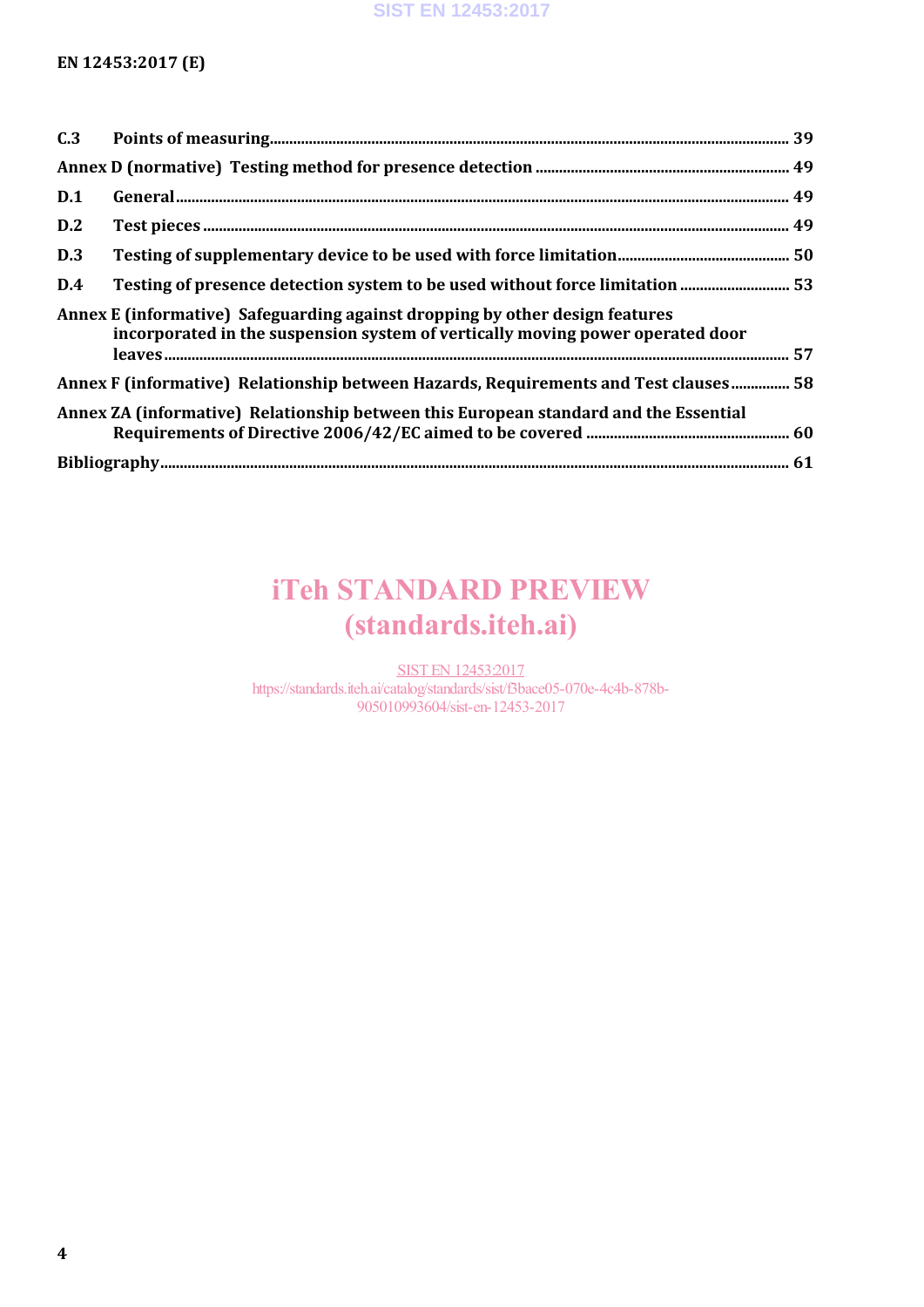C.3 Points of measuring ........ 39

Annex D (normative) Testing method for presence detection ........ 49

D.1 General ........ 49

D.2 Test pieces ........ 49

D.3 Testing of supplementary device to be used with force limitation ........ 50

D.4 Testing of presence detection system to be used without force limitation ........ 53

Annex E (informative) Safeguarding against dropping by other design features incorporated in the suspension system of vertically moving power operated door leaves ........ 57

Annex F (informative) Relationship between Hazards, Requirements and Test clauses ........ 58

Annex ZA (informative) Relationship between this European standard and the Essential Requirements of Directive 2006/42/EC aimed to be covered ........ 60

Bibliography ........ 61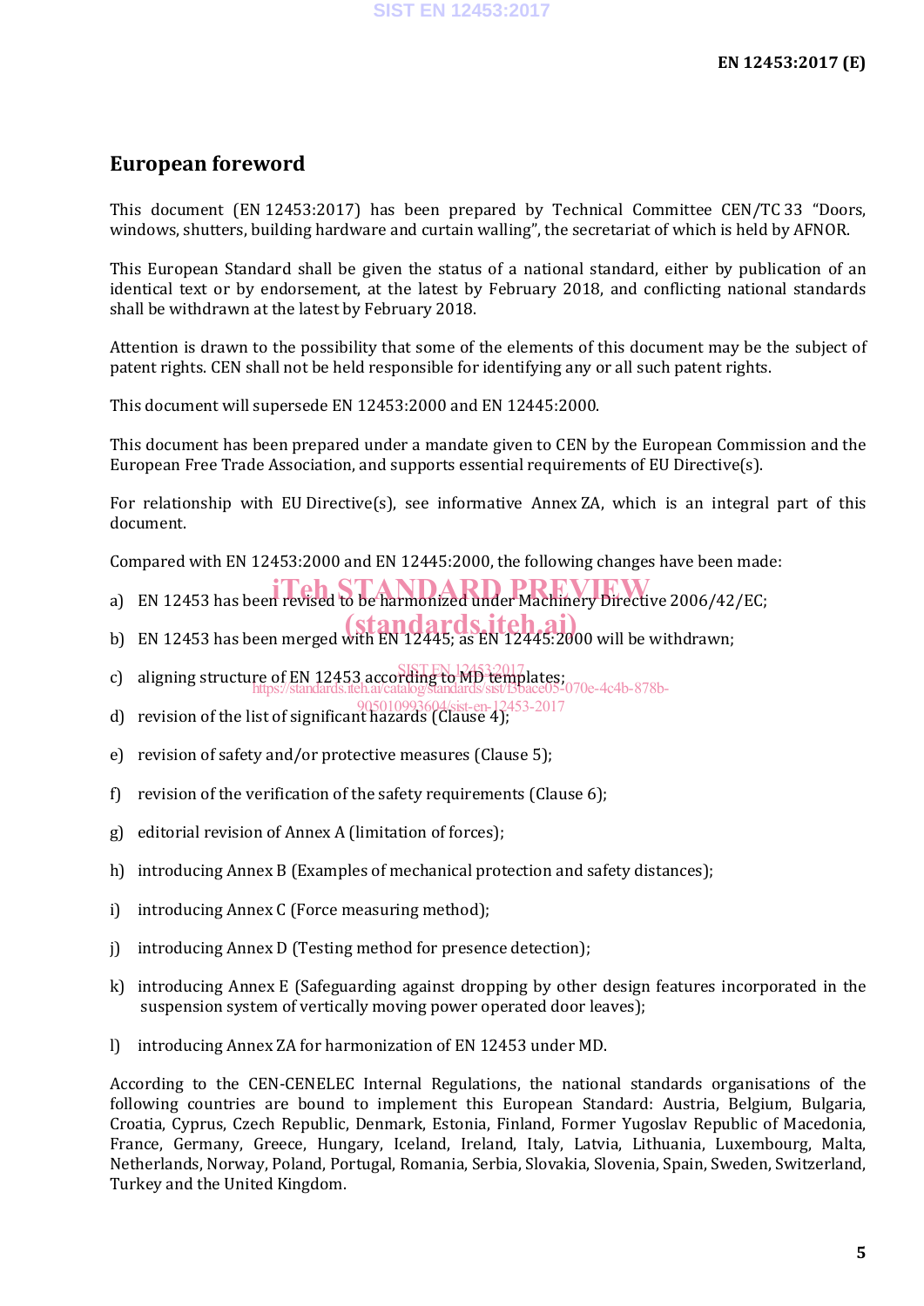# European foreword

This document (EN 12453:2017) has been prepared by Technical Committee CEN/TC 33 “Doors, windows, shutters, building hardware and curtain walling”, the secretariat of which is held by AFNOR.

This European Standard shall be given the status of a national standard, either by publication of an identical text or by endorsement, at the latest by February 2018, and conflicting national standards shall be withdrawn at the latest by February 2018.

Attention is drawn to the possibility that some of the elements of this document may be the subject of patent rights. CEN shall not be held responsible for identifying any or all such patent rights.

This document will supersede EN 12453:2000 and EN 12445:2000.

This document has been prepared under a mandate given to CEN by the European Commission and the European Free Trade Association, and supports essential requirements of EU Directive(s).

For relationship with EU Directive(s), see informative Annex ZA, which is an integral part of this document.

Compared with EN 12453:2000 and EN 12445:2000, the following changes have been made:

a) EN 12453 has been revised to be harmonized under Machinery Directive 2006/42/EC;

b) EN 12453 has been merged with EN 12445; as EN 12445:2000 will be withdrawn;

c) aligning structure of EN 12453 according to MD templates;

d) revision of the list of significant hazards (Clause 4);

e) revision of safety and/or protective measures (Clause 5);

f) revision of the verification of the safety requirements (Clause 6);

g) editorial revision of Annex A (limitation of forces);

h) introducing Annex B (Examples of mechanical protection and safety distances);

i) introducing Annex C (Force measuring method);

j) introducing Annex D (Testing method for presence detection);

k) introducing Annex E (Safeguarding against dropping by other design features incorporated in the suspension system of vertically moving power operated door leaves);

l) introducing Annex ZA for harmonization of EN 12453 under MD.

According to the CEN-CENELEC Internal Regulations, the national standards organisations of the following countries are bound to implement this European Standard: Austria, Belgium, Bulgaria, Croatia, Cyprus, Czech Republic, Denmark, Estonia, Finland, Former Yugoslav Republic of Macedonia, France, Germany, Greece, Hungary, Iceland, Ireland, Italy, Latvia, Lithuania, Luxembourg, Malta, Netherlands, Norway, Poland, Portugal, Romania, Serbia, Slovakia, Slovenia, Spain, Sweden, Switzerland, Turkey and the United Kingdom.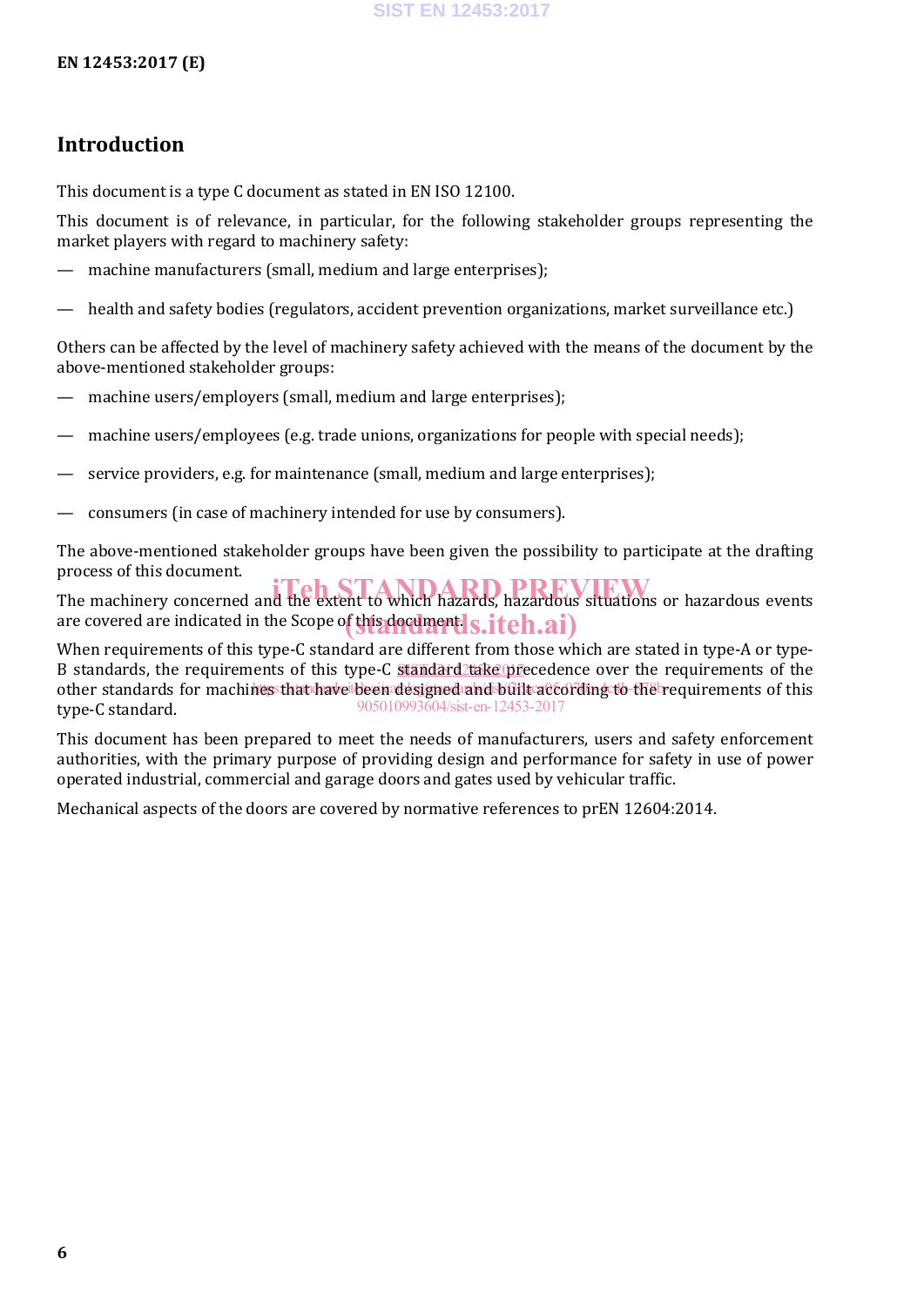## Introduction

This document is a type C document as stated in EN ISO 12100.

This document is of relevance, in particular, for the following stakeholder groups representing the market players with regard to machinery safety:

— machine manufacturers (small, medium and large enterprises);

— health and safety bodies (regulators, accident prevention organizations, market surveillance etc.)

Others can be affected by the level of machinery safety achieved with the means of the document by the above-mentioned stakeholder groups:

— machine users/employers (small, medium and large enterprises);

— machine users/employees (e.g. trade unions, organizations for people with special needs);

— service providers, e.g. for maintenance (small, medium and large enterprises);

— consumers (in case of machinery intended for use by consumers).

The above-mentioned stakeholder groups have been given the possibility to participate at the drafting process of this document.

The machinery concerned and the extent to which hazards, hazardous situations or hazardous events are covered are indicated in the Scope of this document.

When requirements of this type-C standard are different from those which are stated in type-A or type-B standards, the requirements of this type-C standard take precedence over the requirements of the other standards for machines that have been designed and built according to the requirements of this type-C standard.

This document has been prepared to meet the needs of manufacturers, users and safety enforcement authorities, with the primary purpose of providing design and performance for safety in use of power operated industrial, commercial and garage doors and gates used by vehicular traffic.

Mechanical aspects of the doors are covered by normative references to prEN 12604:2014.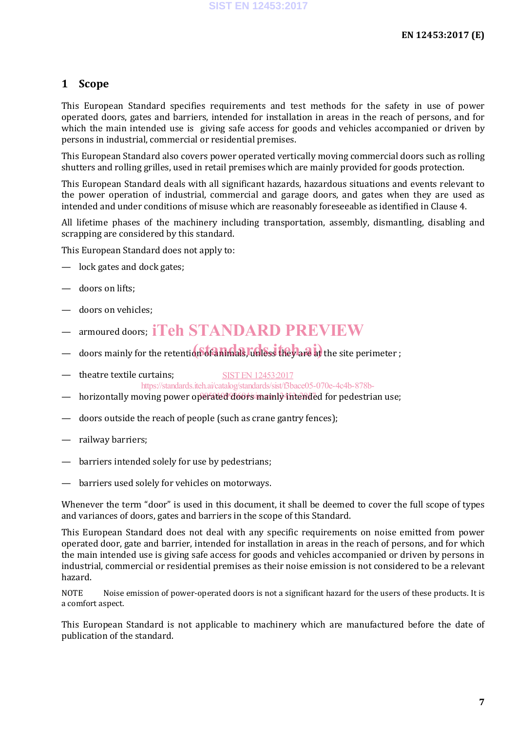# 1 Scope

This European Standard specifies requirements and test methods for the safety in use of power operated doors, gates and barriers, intended for installation in areas in the reach of persons, and for which the main intended use is giving safe access for goods and vehicles accompanied or driven by persons in industrial, commercial or residential premises.

This European Standard also covers power operated vertically moving commercial doors such as rolling shutters and rolling grilles, used in retail premises which are mainly provided for goods protection.

This European Standard deals with all significant hazards, hazardous situations and events relevant to the power operation of industrial, commercial and garage doors, and gates when they are used as intended and under conditions of misuse which are reasonably foreseeable as identified in Clause 4.

All lifetime phases of the machinery including transportation, assembly, dismantling, disabling and scrapping are considered by this standard.

This European Standard does not apply to:

— lock gates and dock gates;

— doors on lifts;

— doors on vehicles;

— armoured doors;

— doors mainly for the retention of animals, unless they are at the site perimeter ;

— theatre textile curtains;

— horizontally moving power operated doors mainly intended for pedestrian use;

— doors outside the reach of people (such as crane gantry fences);

— railway barriers;

— barriers intended solely for use by pedestrians;

— barriers used solely for vehicles on motorways.

Whenever the term "door" is used in this document, it shall be deemed to cover the full scope of types and variances of doors, gates and barriers in the scope of this Standard.

This European Standard does not deal with any specific requirements on noise emitted from power operated door, gate and barrier, intended for installation in areas in the reach of persons, and for which the main intended use is giving safe access for goods and vehicles accompanied or driven by persons in industrial, commercial or residential premises as their noise emission is not considered to be a relevant hazard.

NOTE Noise emission of power-operated doors is not a significant hazard for the users of these products. It is a comfort aspect.

This European Standard is not applicable to machinery which are manufactured before the date of publication of the standard.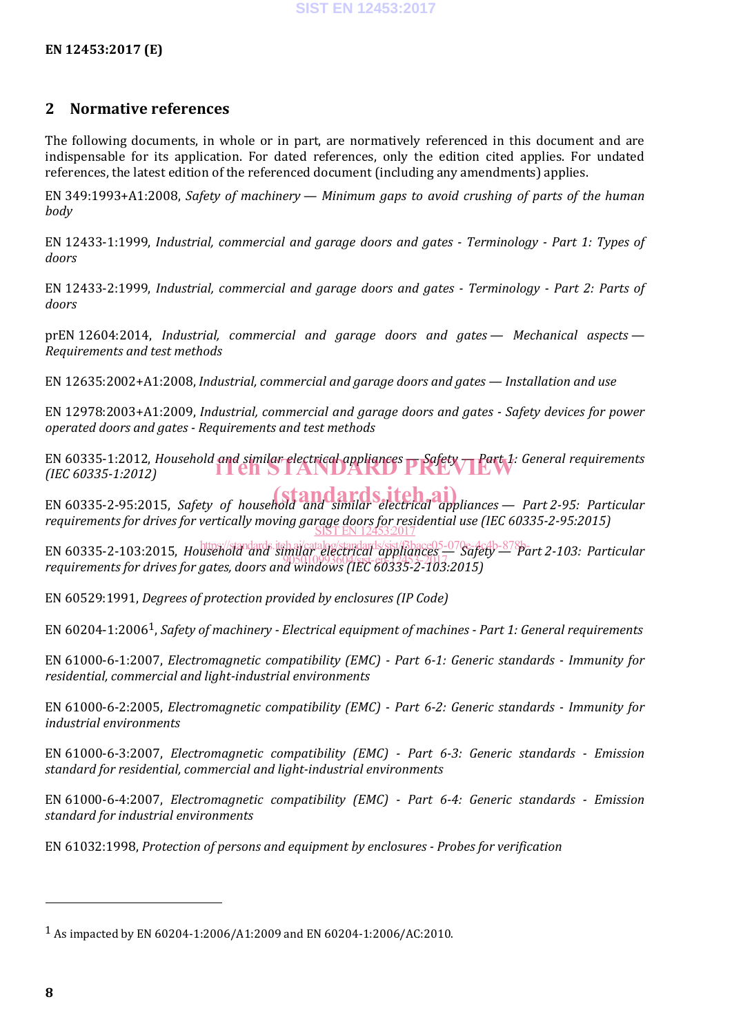## 2 Normative references

The following documents, in whole or in part, are normatively referenced in this document and are indispensable for its application. For dated references, only the edition cited applies. For undated references, the latest edition of the referenced document (including any amendments) applies.

EN 349:1993+A1:2008, *Safety of machinery — Minimum gaps to avoid crushing of parts of the human body*

EN 12433-1:1999, *Industrial, commercial and garage doors and gates - Terminology - Part 1: Types of doors*

EN 12433-2:1999, *Industrial, commercial and garage doors and gates - Terminology - Part 2: Parts of doors*

prEN 12604:2014, *Industrial, commercial and garage doors and gates — Mechanical aspects — Requirements and test methods*

EN 12635:2002+A1:2008, *Industrial, commercial and garage doors and gates — Installation and use*

EN 12978:2003+A1:2009, *Industrial, commercial and garage doors and gates - Safety devices for power operated doors and gates - Requirements and test methods*

EN 60335-1:2012, *Household and similar electrical appliances — Safety — Part 1: General requirements (IEC 60335-1:2012)*

EN 60335-2-95:2015, *Safety of household and similar electrical appliances — Part 2-95: Particular requirements for drives for vertically moving garage doors for residential use (IEC 60335-2-95:2015)*

EN 60335-2-103:2015, *Household and similar electrical appliances — Safety — Part 2-103: Particular requirements for drives for gates, doors and windows (IEC 60335-2-103:2015)*

EN 60529:1991, *Degrees of protection provided by enclosures (IP Code)*

EN 60204-1:2006[1], *Safety of machinery - Electrical equipment of machines - Part 1: General requirements*

EN 61000-6-1:2007, *Electromagnetic compatibility (EMC) - Part 6-1: Generic standards - Immunity for residential, commercial and light-industrial environments*

EN 61000-6-2:2005, *Electromagnetic compatibility (EMC) - Part 6-2: Generic standards - Immunity for industrial environments*

EN 61000-6-3:2007, *Electromagnetic compatibility (EMC) - Part 6-3: Generic standards - Emission standard for residential, commercial and light-industrial environments*

EN 61000-6-4:2007, *Electromagnetic compatibility (EMC) - Part 6-4: Generic standards - Emission standard for industrial environments*

EN 61032:1998, *Protection of persons and equipment by enclosures - Probes for verification*

---

[1] As impacted by EN 60204-1:2006/A1:2009 and EN 60204-1:2006/AC:2010.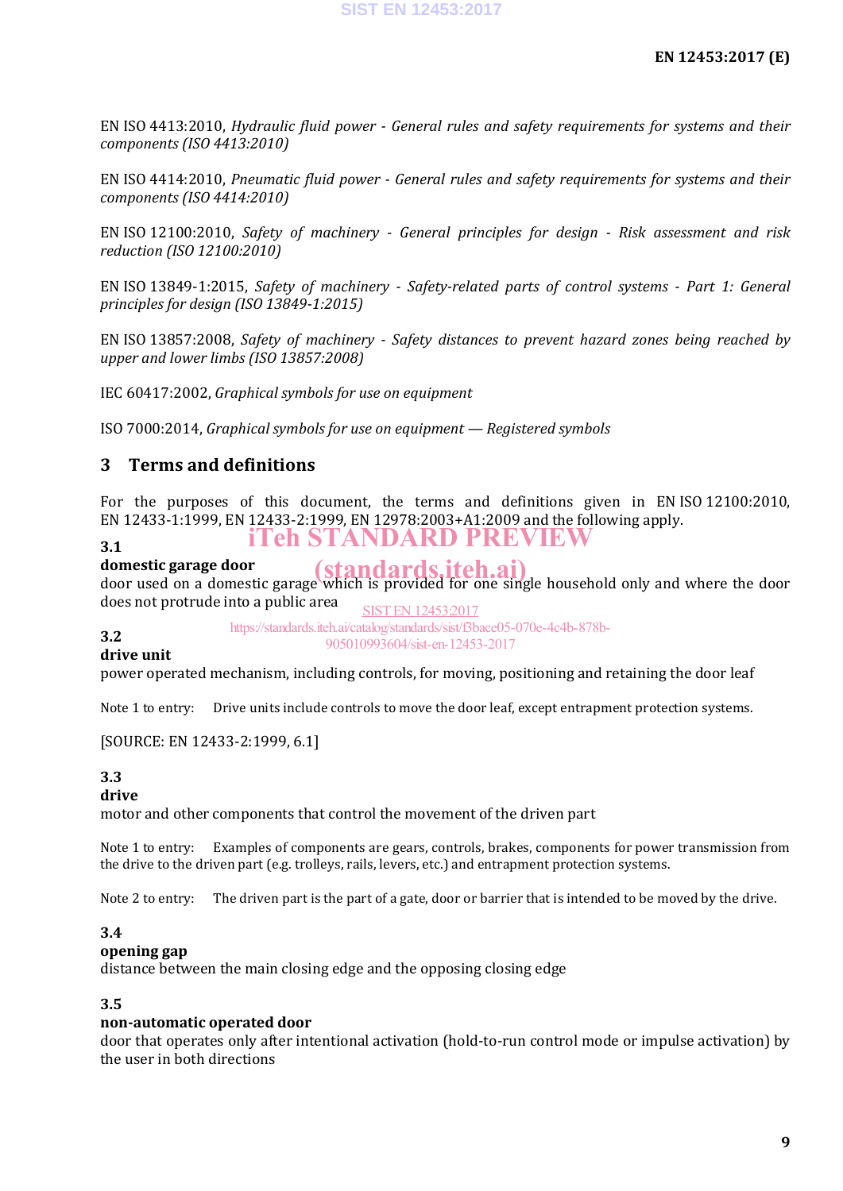EN ISO 4413:2010, *Hydraulic fluid power - General rules and safety requirements for systems and their components (ISO 4413:2010)*

EN ISO 4414:2010, *Pneumatic fluid power - General rules and safety requirements for systems and their components (ISO 4414:2010)*

EN ISO 12100:2010, *Safety of machinery - General principles for design - Risk assessment and risk reduction (ISO 12100:2010)*

EN ISO 13849-1:2015, *Safety of machinery - Safety-related parts of control systems - Part 1: General principles for design (ISO 13849-1:2015)*

EN ISO 13857:2008, *Safety of machinery - Safety distances to prevent hazard zones being reached by upper and lower limbs (ISO 13857:2008)*

IEC 60417:2002, *Graphical symbols for use on equipment*

ISO 7000:2014, *Graphical symbols for use on equipment — Registered symbols*

## 3 Terms and definitions

For the purposes of this document, the terms and definitions given in EN ISO 12100:2010, EN 12433-1:1999, EN 12433-2:1999, EN 12978:2003+A1:2009 and the following apply.

**3.1**
**domestic garage door**
door used on a domestic garage which is provided for one single household only and where the door does not protrude into a public area

**3.2**
**drive unit**
power operated mechanism, including controls, for moving, positioning and retaining the door leaf

Note 1 to entry: Drive units include controls to move the door leaf, except entrapment protection systems.

[SOURCE: EN 12433-2:1999, 6.1]

**3.3**
**drive**
motor and other components that control the movement of the driven part

Note 1 to entry: Examples of components are gears, controls, brakes, components for power transmission from the drive to the driven part (e.g. trolleys, rails, levers, etc.) and entrapment protection systems.

Note 2 to entry: The driven part is the part of a gate, door or barrier that is intended to be moved by the drive.

**3.4**
**opening gap**
distance between the main closing edge and the opposing closing edge

**3.5**
**non-automatic operated door**
door that operates only after intentional activation (hold-to-run control mode or impulse activation) by the user in both directions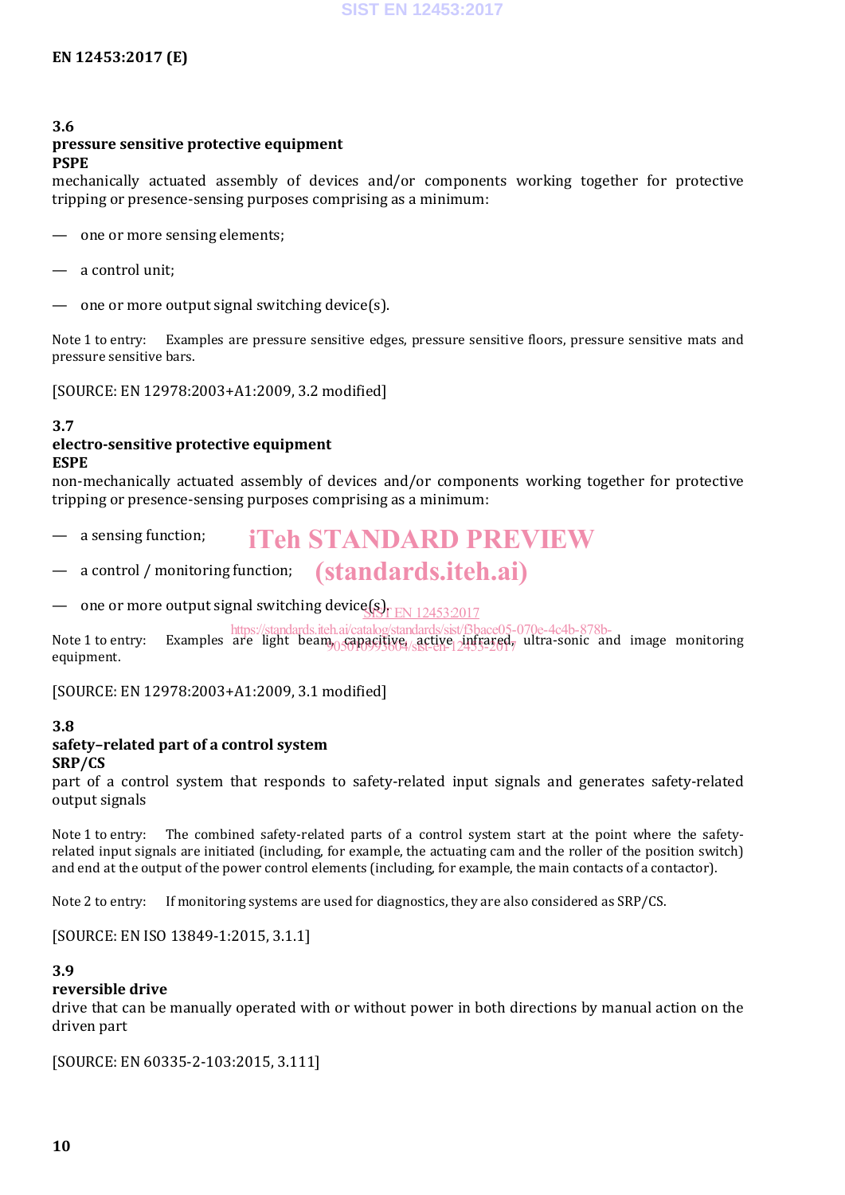### 3.6
**pressure sensitive protective equipment**
**PSPE**
mechanically actuated assembly of devices and/or components working together for protective tripping or presence-sensing purposes comprising as a minimum:

— one or more sensing elements;

— a control unit;

— one or more output signal switching device(s).

Note 1 to entry: Examples are pressure sensitive edges, pressure sensitive floors, pressure sensitive mats and pressure sensitive bars.

[SOURCE: EN 12978:2003+A1:2009, 3.2 modified]

### 3.7
**electro-sensitive protective equipment**
**ESPE**
non-mechanically actuated assembly of devices and/or components working together for protective tripping or presence-sensing purposes comprising as a minimum:

— a sensing function;

— a control / monitoring function;

— one or more output signal switching device(s).

Note 1 to entry: Examples are light beam, capacitive, active infrared, ultra-sonic and image monitoring equipment.

[SOURCE: EN 12978:2003+A1:2009, 3.1 modified]

### 3.8
**safety–related part of a control system**
**SRP/CS**
part of a control system that responds to safety-related input signals and generates safety-related output signals

Note 1 to entry: The combined safety-related parts of a control system start at the point where the safety-related input signals are initiated (including, for example, the actuating cam and the roller of the position switch) and end at the output of the power control elements (including, for example, the main contacts of a contactor).

Note 2 to entry: If monitoring systems are used for diagnostics, they are also considered as SRP/CS.

[SOURCE: EN ISO 13849-1:2015, 3.1.1]

### 3.9
**reversible drive**
drive that can be manually operated with or without power in both directions by manual action on the driven part

[SOURCE: EN 60335-2-103:2015, 3.111]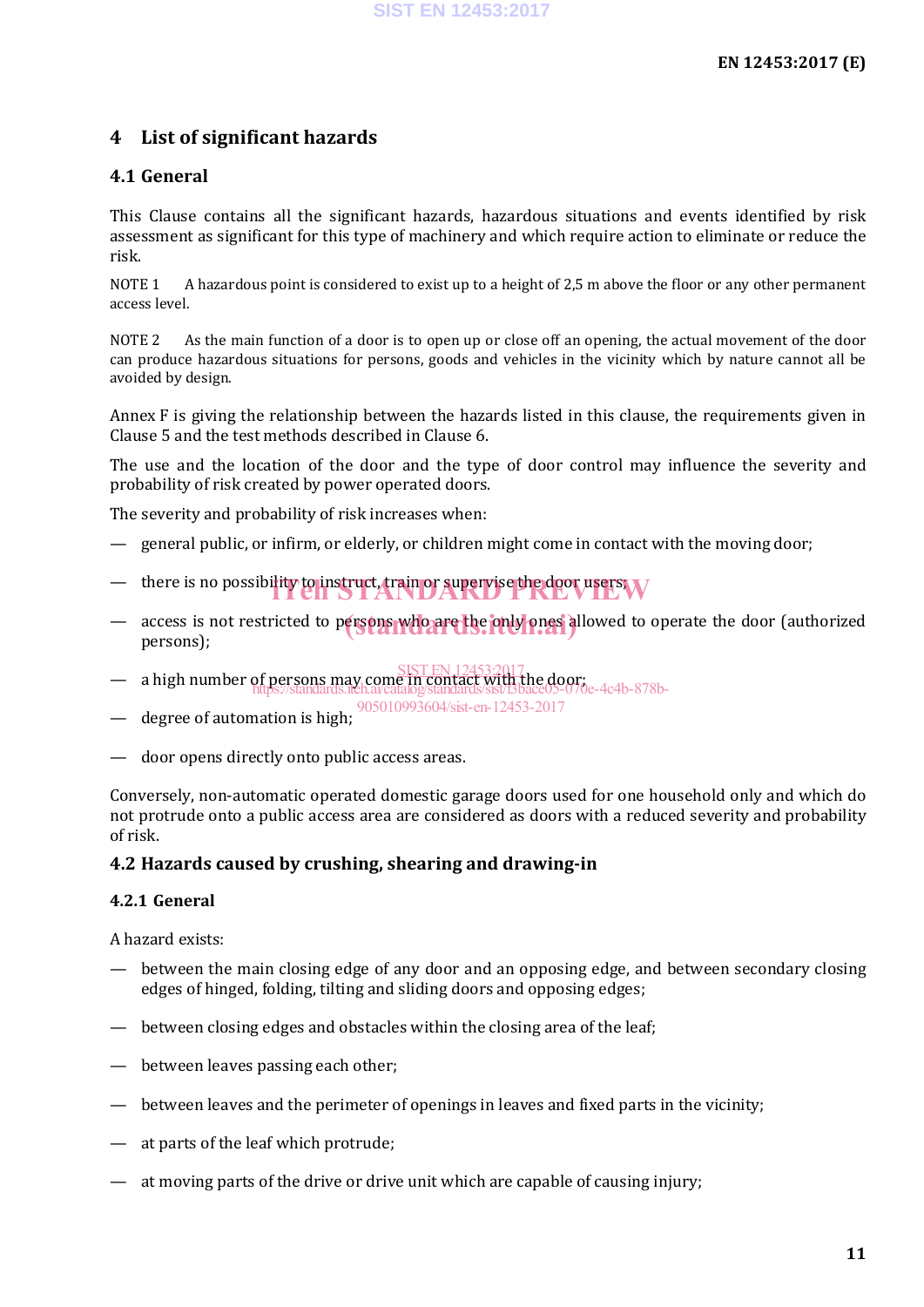## 4 List of significant hazards

### 4.1 General

This Clause contains all the significant hazards, hazardous situations and events identified by risk assessment as significant for this type of machinery and which require action to eliminate or reduce the risk.

NOTE 1 A hazardous point is considered to exist up to a height of 2,5 m above the floor or any other permanent access level.

NOTE 2 As the main function of a door is to open up or close off an opening, the actual movement of the door can produce hazardous situations for persons, goods and vehicles in the vicinity which by nature cannot all be avoided by design.

Annex F is giving the relationship between the hazards listed in this clause, the requirements given in Clause 5 and the test methods described in Clause 6.

The use and the location of the door and the type of door control may influence the severity and probability of risk created by power operated doors.

The severity and probability of risk increases when:

— general public, or infirm, or elderly, or children might come in contact with the moving door;

— there is no possibility to instruct, train or supervise the door users;

— access is not restricted to persons who are the only ones allowed to operate the door (authorized persons);

— a high number of persons may come in contact with the door;

— degree of automation is high;

— door opens directly onto public access areas.

Conversely, non-automatic operated domestic garage doors used for one household only and which do not protrude onto a public access area are considered as doors with a reduced severity and probability of risk.

### 4.2 Hazards caused by crushing, shearing and drawing-in

#### 4.2.1 General

A hazard exists:

— between the main closing edge of any door and an opposing edge, and between secondary closing edges of hinged, folding, tilting and sliding doors and opposing edges;

— between closing edges and obstacles within the closing area of the leaf;

— between leaves passing each other;

— between leaves and the perimeter of openings in leaves and fixed parts in the vicinity;

— at parts of the leaf which protrude;

— at moving parts of the drive or drive unit which are capable of causing injury;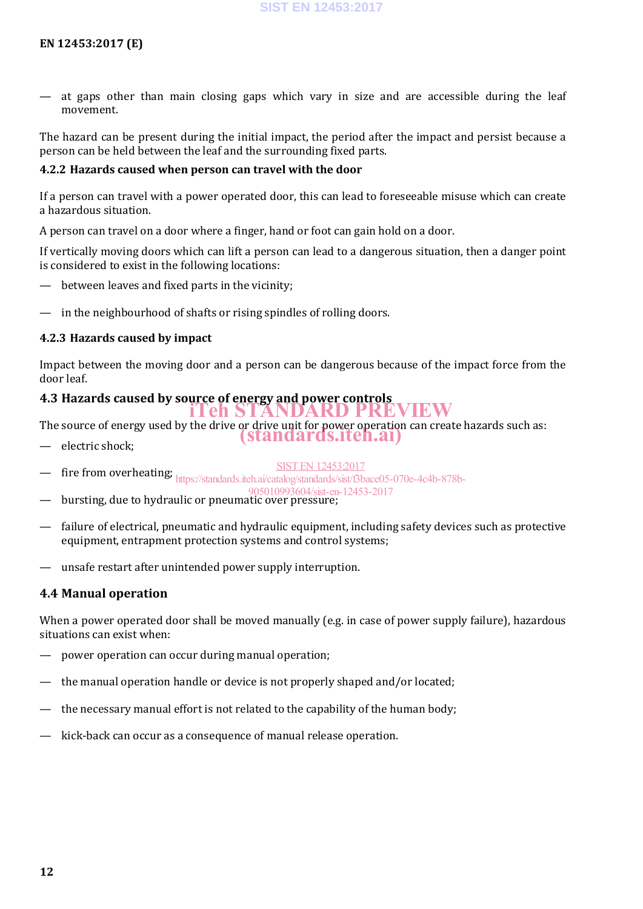— at gaps other than main closing gaps which vary in size and are accessible during the leaf movement.

The hazard can be present during the initial impact, the period after the impact and persist because a person can be held between the leaf and the surrounding fixed parts.

### 4.2.2 Hazards caused when person can travel with the door

If a person can travel with a power operated door, this can lead to foreseeable misuse which can create a hazardous situation.

A person can travel on a door where a finger, hand or foot can gain hold on a door.

If vertically moving doors which can lift a person can lead to a dangerous situation, then a danger point is considered to exist in the following locations:

— between leaves and fixed parts in the vicinity;

— in the neighbourhood of shafts or rising spindles of rolling doors.

### 4.2.3 Hazards caused by impact

Impact between the moving door and a person can be dangerous because of the impact force from the door leaf.

## 4.3 Hazards caused by source of energy and power controls

The source of energy used by the drive or drive unit for power operation can create hazards such as:

— electric shock;

— fire from overheating;

— bursting, due to hydraulic or pneumatic over pressure;

— failure of electrical, pneumatic and hydraulic equipment, including safety devices such as protective equipment, entrapment protection systems and control systems;

— unsafe restart after unintended power supply interruption.

## 4.4 Manual operation

When a power operated door shall be moved manually (e.g. in case of power supply failure), hazardous situations can exist when:

— power operation can occur during manual operation;

— the manual operation handle or device is not properly shaped and/or located;

— the necessary manual effort is not related to the capability of the human body;

— kick-back can occur as a consequence of manual release operation.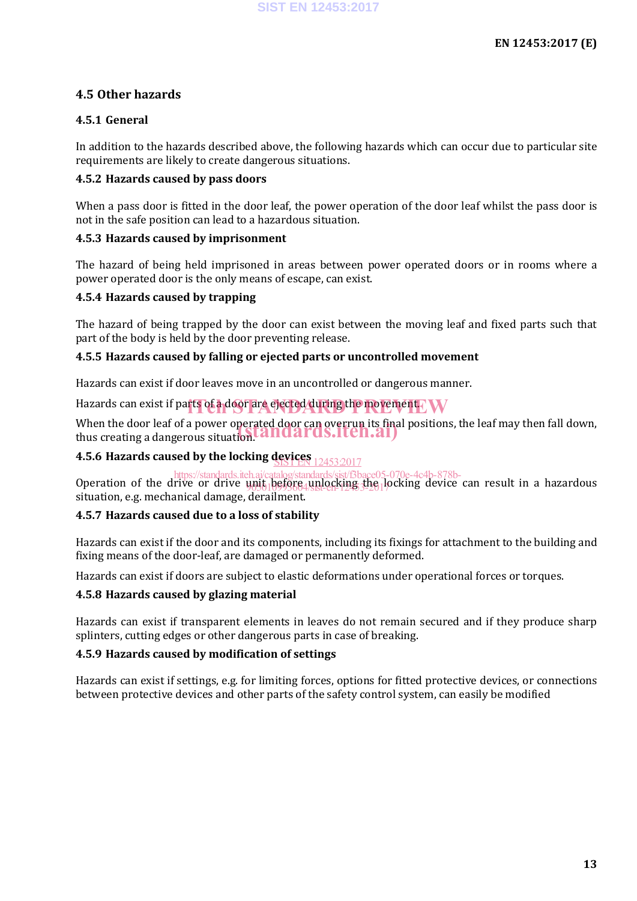## 4.5 Other hazards

### 4.5.1 General

In addition to the hazards described above, the following hazards which can occur due to particular site requirements are likely to create dangerous situations.

### 4.5.2 Hazards caused by pass doors

When a pass door is fitted in the door leaf, the power operation of the door leaf whilst the pass door is not in the safe position can lead to a hazardous situation.

### 4.5.3 Hazards caused by imprisonment

The hazard of being held imprisoned in areas between power operated doors or in rooms where a power operated door is the only means of escape, can exist.

### 4.5.4 Hazards caused by trapping

The hazard of being trapped by the door can exist between the moving leaf and fixed parts such that part of the body is held by the door preventing release.

### 4.5.5 Hazards caused by falling or ejected parts or uncontrolled movement

Hazards can exist if door leaves move in an uncontrolled or dangerous manner.

Hazards can exist if parts of a door are ejected during the movement.

When the door leaf of a power operated door can overrun its final positions, the leaf may then fall down, thus creating a dangerous situation.

### 4.5.6 Hazards caused by the locking devices

Operation of the drive or drive unit before unlocking the locking device can result in a hazardous situation, e.g. mechanical damage, derailment.

### 4.5.7 Hazards caused due to a loss of stability

Hazards can exist if the door and its components, including its fixings for attachment to the building and fixing means of the door-leaf, are damaged or permanently deformed.

Hazards can exist if doors are subject to elastic deformations under operational forces or torques.

### 4.5.8 Hazards caused by glazing material

Hazards can exist if transparent elements in leaves do not remain secured and if they produce sharp splinters, cutting edges or other dangerous parts in case of breaking.

### 4.5.9 Hazards caused by modification of settings

Hazards can exist if settings, e.g. for limiting forces, options for fitted protective devices, or connections between protective devices and other parts of the safety control system, can easily be modified